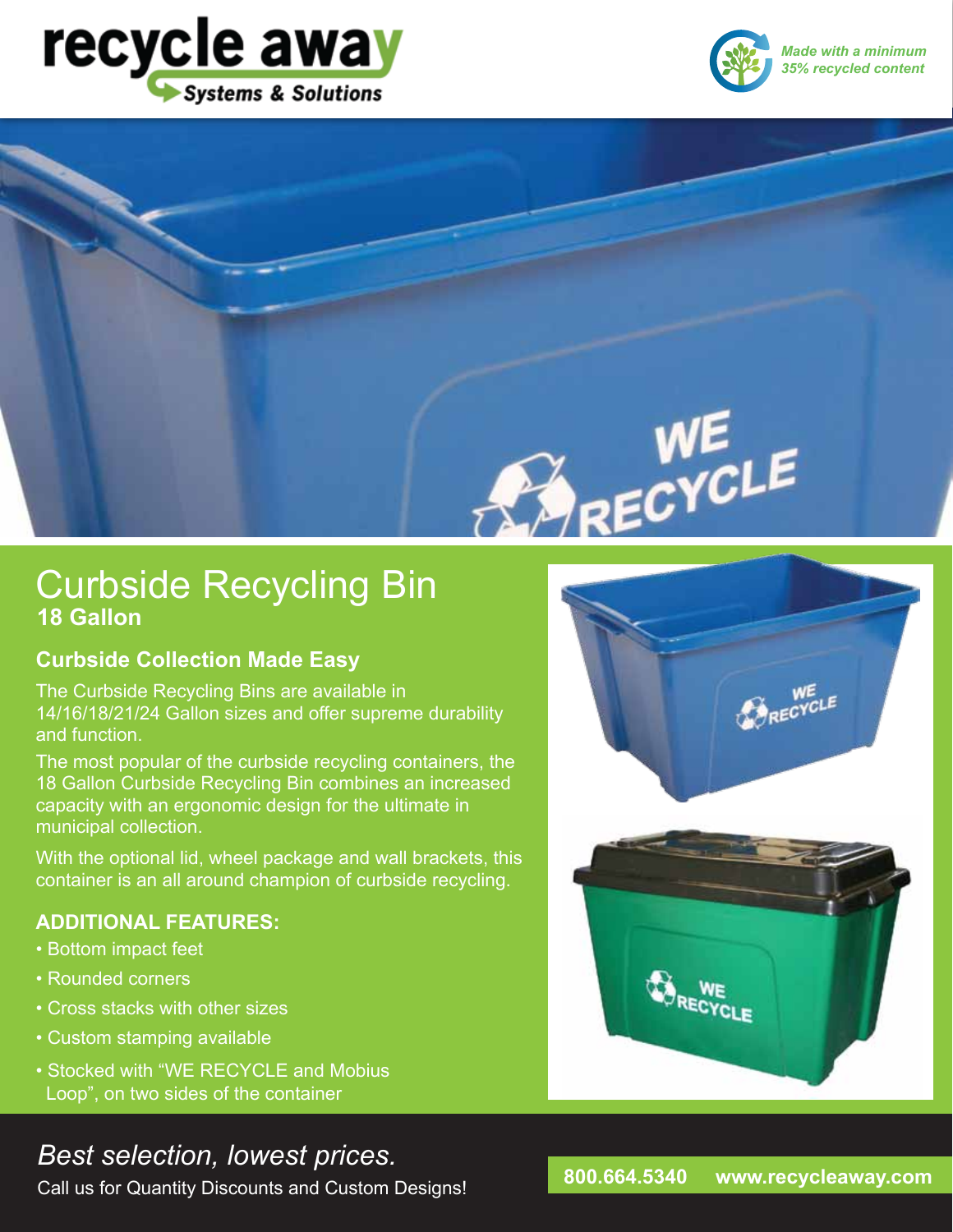# recycle away
Systems & Solutions

*Made with a minimum 35% recycled content*

# Curbside Recycling Bin
**18 Gallon**

## Curbside Collection Made Easy

The Curbside Recycling Bins are available in 14/16/18/21/24 Gallon sizes and offer supreme durability and function.

The most popular of the curbside recycling containers, the 18 Gallon Curbside Recycling Bin combines an increased capacity with an ergonomic design for the ultimate in municipal collection.

With the optional lid, wheel package and wall brackets, this container is an all around champion of curbside recycling.

### ADDITIONAL FEATURES:

- Bottom impact feet
- Rounded corners
- Cross stacks with other sizes
- Custom stamping available
- Stocked with "WE RECYCLE and Mobius Loop", on two sides of the container

*Best selection, lowest prices.*

Call us for Quantity Discounts and Custom Designs!

**800.664.5340 www.recycleaway.com**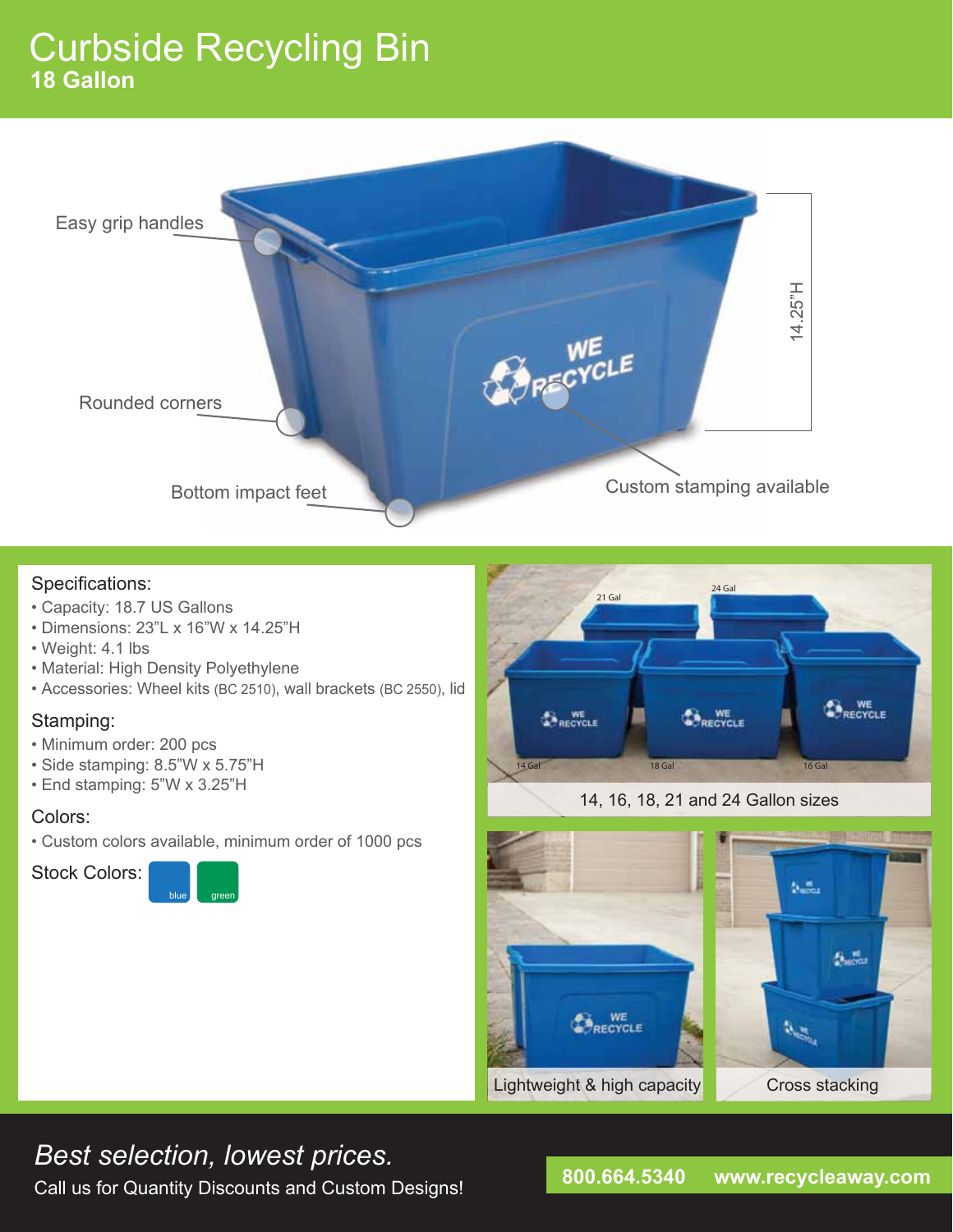# Curbside Recycling Bin

## 18 Gallon

Easy grip handles

Rounded corners

Bottom impact feet

Custom stamping available

14.25"H

### Specifications:

- Capacity: 18.7 US Gallons
- Dimensions: 23"L x 16"W x 14.25"H
- Weight: 4.1 lbs
- Material: High Density Polyethylene
- Accessories: Wheel kits (BC 2510), wall brackets (BC 2550), lid

### Stamping:

- Minimum order: 200 pcs
- Side stamping: 8.5"W x 5.75"H
- End stamping: 5"W x 3.25"H

### Colors:

- Custom colors available, minimum order of 1000 pcs

Stock Colors: blue green

21 Gal
24 Gal
14 Gal
18 Gal
16 Gal

14, 16, 18, 21 and 24 Gallon sizes

Lightweight & high capacity

Cross stacking

*Best selection, lowest prices.*

Call us for Quantity Discounts and Custom Designs!

**800.664.5340 www.recycleaway.com**